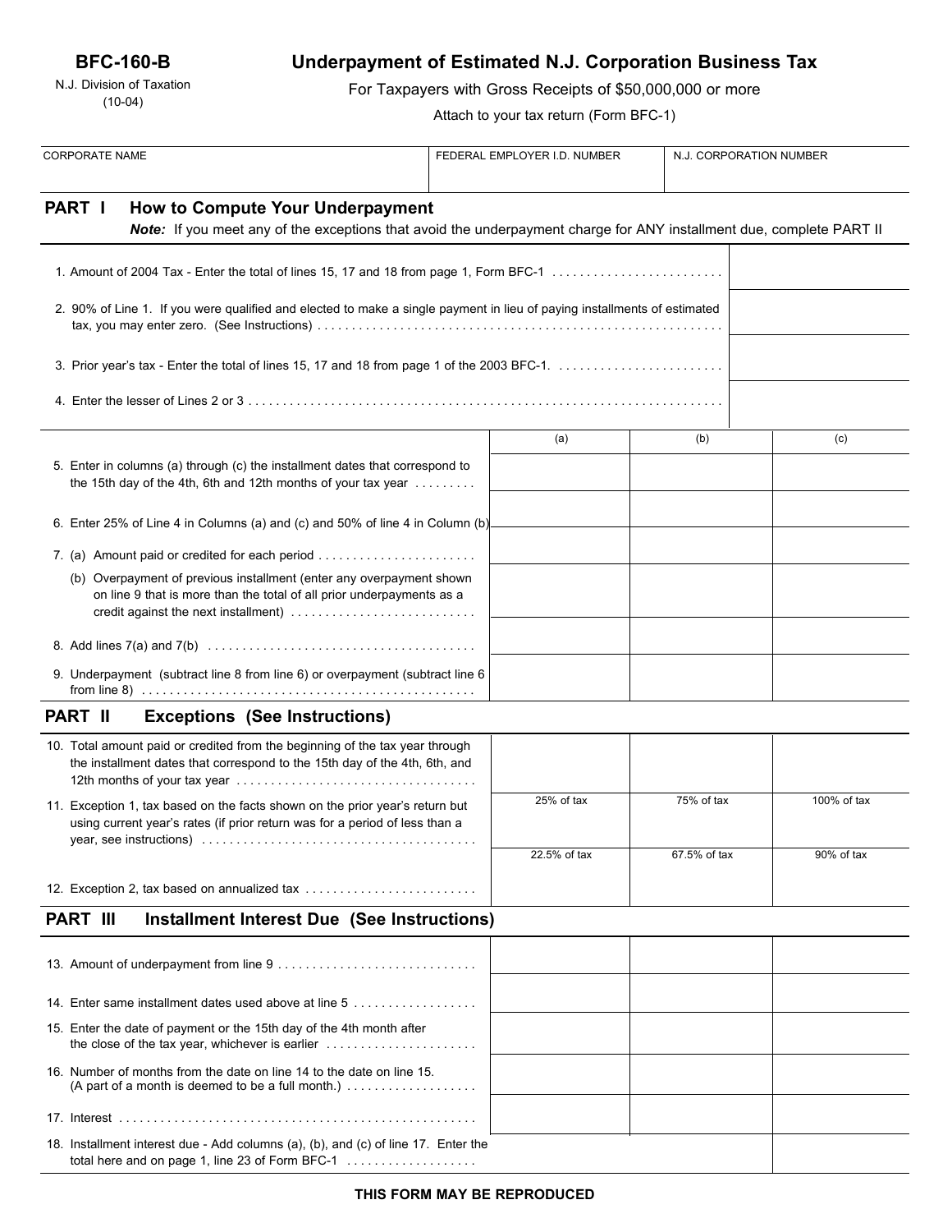**BFC-160-B**

N.J. Division of Taxation
(10-04)

# Underpayment of Estimated N.J. Corporation Business Tax

For Taxpayers with Gross Receipts of $50,000,000 or more

Attach to your tax return (Form BFC-1)

| CORPORATE NAME | FEDERAL EMPLOYER I.D. NUMBER | N.J. CORPORATION NUMBER |
|---|---|---|
| | | |

## PART I How to Compute Your Underpayment

***Note:*** If you meet any of the exceptions that avoid the underpayment charge for ANY installment due, complete PART II

| | |
|---|---|
| 1. Amount of 2004 Tax - Enter the total of lines 15, 17 and 18 from page 1, Form BFC-1 | |
| 2. 90% of Line 1. If you were qualified and elected to make a single payment in lieu of paying installments of estimated tax, you may enter zero. (See Instructions) | |
| 3. Prior year's tax - Enter the total of lines 15, 17 and 18 from page 1 of the 2003 BFC-1. | |
| 4. Enter the lesser of Lines 2 or 3 | |

| | (a) | (b) | (c) |
|---|---|---|---|
| 5. Enter in columns (a) through (c) the installment dates that correspond to the 15th day of the 4th, 6th and 12th months of your tax year | | | |
| 6. Enter 25% of Line 4 in Columns (a) and (c) and 50% of line 4 in Column (b) | | | |
| 7. (a) Amount paid or credited for each period | | | |
| (b) Overpayment of previous installment (enter any overpayment shown on line 9 that is more than the total of all prior underpayments as a credit against the next installment) | | | |
| 8. Add lines 7(a) and 7(b) | | | |
| 9. Underpayment (subtract line 8 from line 6) or overpayment (subtract line 6 from line 8) | | | |

## PART II Exceptions (See Instructions)

| | | | |
|---|---|---|---|
| 10. Total amount paid or credited from the beginning of the tax year through the installment dates that correspond to the 15th day of the 4th, 6th, and 12th months of your tax year | | | |
| 11. Exception 1, tax based on the facts shown on the prior year's return but using current year's rates (if prior return was for a period of less than a year, see instructions) | 25% of tax | 75% of tax | 100% of tax |
| 12. Exception 2, tax based on annualized tax | 22.5% of tax | 67.5% of tax | 90% of tax |

## PART III Installment Interest Due (See Instructions)

| | | | |
|---|---|---|---|
| 13. Amount of underpayment from line 9 | | | |
| 14. Enter same installment dates used above at line 5 | | | |
| 15. Enter the date of payment or the 15th day of the 4th month after the close of the tax year, whichever is earlier | | | |
| 16. Number of months from the date on line 14 to the date on line 15. (A part of a month is deemed to be a full month.) | | | |
| 17. Interest | | | |
| 18. Installment interest due - Add columns (a), (b), and (c) of line 17. Enter the total here and on page 1, line 23 of Form BFC-1 | | | |

**THIS FORM MAY BE REPRODUCED**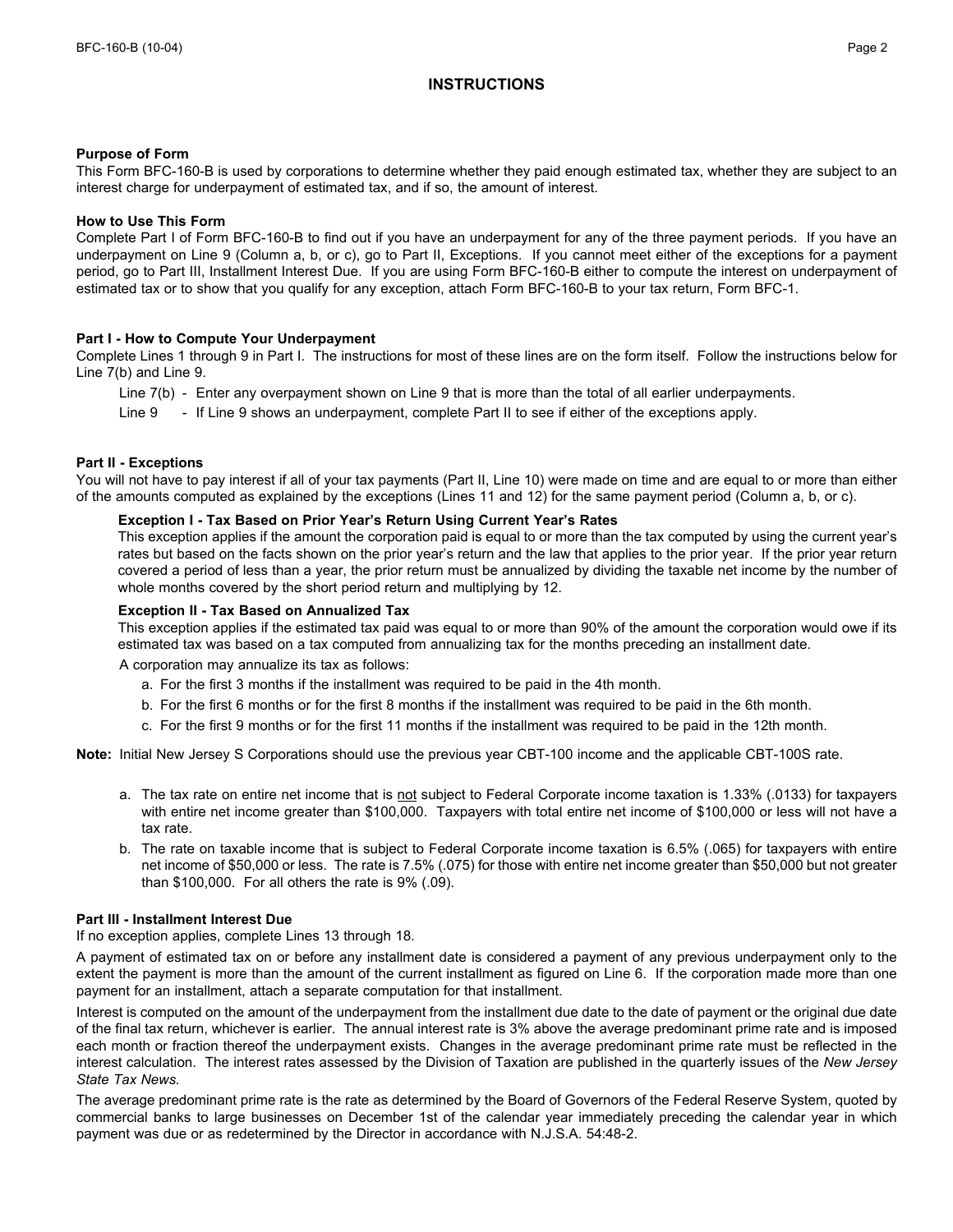# INSTRUCTIONS

**Purpose of Form**

This Form BFC-160-B is used by corporations to determine whether they paid enough estimated tax, whether they are subject to an interest charge for underpayment of estimated tax, and if so, the amount of interest.

**How to Use This Form**

Complete Part I of Form BFC-160-B to find out if you have an underpayment for any of the three payment periods. If you have an underpayment on Line 9 (Column a, b, or c), go to Part II, Exceptions. If you cannot meet either of the exceptions for a payment period, go to Part III, Installment Interest Due. If you are using Form BFC-160-B either to compute the interest on underpayment of estimated tax or to show that you qualify for any exception, attach Form BFC-160-B to your tax return, Form BFC-1.

**Part I - How to Compute Your Underpayment**

Complete Lines 1 through 9 in Part I. The instructions for most of these lines are on the form itself. Follow the instructions below for Line 7(b) and Line 9.

Line 7(b) - Enter any overpayment shown on Line 9 that is more than the total of all earlier underpayments.

Line 9 - If Line 9 shows an underpayment, complete Part II to see if either of the exceptions apply.

**Part II - Exceptions**

You will not have to pay interest if all of your tax payments (Part II, Line 10) were made on time and are equal to or more than either of the amounts computed as explained by the exceptions (Lines 11 and 12) for the same payment period (Column a, b, or c).

**Exception I - Tax Based on Prior Year's Return Using Current Year's Rates**

This exception applies if the amount the corporation paid is equal to or more than the tax computed by using the current year's rates but based on the facts shown on the prior year's return and the law that applies to the prior year. If the prior year return covered a period of less than a year, the prior return must be annualized by dividing the taxable net income by the number of whole months covered by the short period return and multiplying by 12.

**Exception II - Tax Based on Annualized Tax**

This exception applies if the estimated tax paid was equal to or more than 90% of the amount the corporation would owe if its estimated tax was based on a tax computed from annualizing tax for the months preceding an installment date.

A corporation may annualize its tax as follows:

a. For the first 3 months if the installment was required to be paid in the 4th month.

b. For the first 6 months or for the first 8 months if the installment was required to be paid in the 6th month.

c. For the first 9 months or for the first 11 months if the installment was required to be paid in the 12th month.

**Note:** Initial New Jersey S Corporations should use the previous year CBT-100 income and the applicable CBT-100S rate.

a. The tax rate on entire net income that is not subject to Federal Corporate income taxation is 1.33% (.0133) for taxpayers with entire net income greater than $100,000. Taxpayers with total entire net income of $100,000 or less will not have a tax rate.

b. The rate on taxable income that is subject to Federal Corporate income taxation is 6.5% (.065) for taxpayers with entire net income of $50,000 or less. The rate is 7.5% (.075) for those with entire net income greater than $50,000 but not greater than $100,000. For all others the rate is 9% (.09).

**Part III - Installment Interest Due**

If no exception applies, complete Lines 13 through 18.

A payment of estimated tax on or before any installment date is considered a payment of any previous underpayment only to the extent the payment is more than the amount of the current installment as figured on Line 6. If the corporation made more than one payment for an installment, attach a separate computation for that installment.

Interest is computed on the amount of the underpayment from the installment due date to the date of payment or the original due date of the final tax return, whichever is earlier. The annual interest rate is 3% above the average predominant prime rate and is imposed each month or fraction thereof the underpayment exists. Changes in the average predominant prime rate must be reflected in the interest calculation. The interest rates assessed by the Division of Taxation are published in the quarterly issues of the *New Jersey State Tax News.*

The average predominant prime rate is the rate as determined by the Board of Governors of the Federal Reserve System, quoted by commercial banks to large businesses on December 1st of the calendar year immediately preceding the calendar year in which payment was due or as redetermined by the Director in accordance with N.J.S.A. 54:48-2.